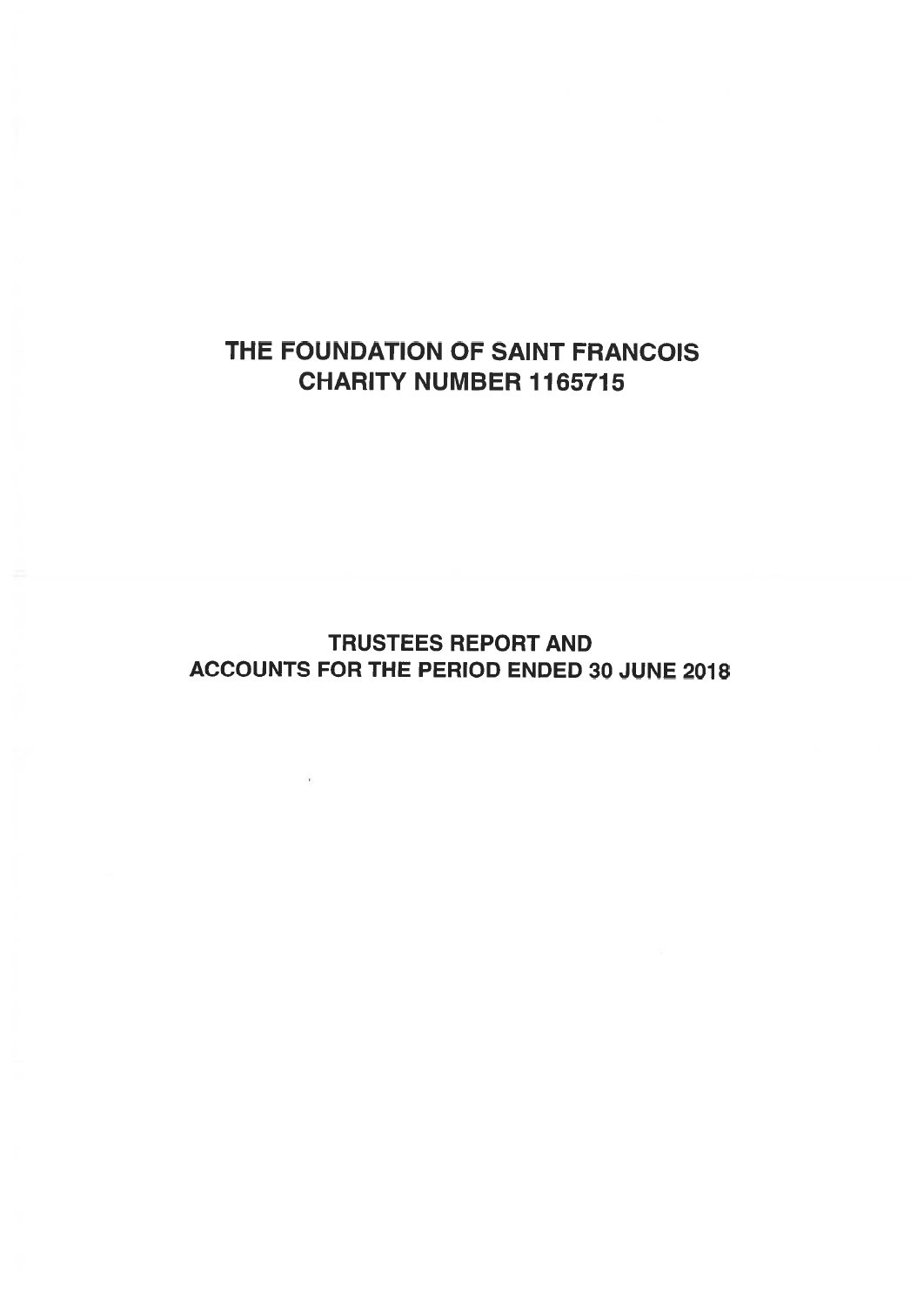# THE FOUNDATION OF SAINT FRANCOIS
# CHARITY NUMBER 1165715

## TRUSTEES REPORT AND
## ACCOUNTS FOR THE PERIOD ENDED 30 JUNE 2018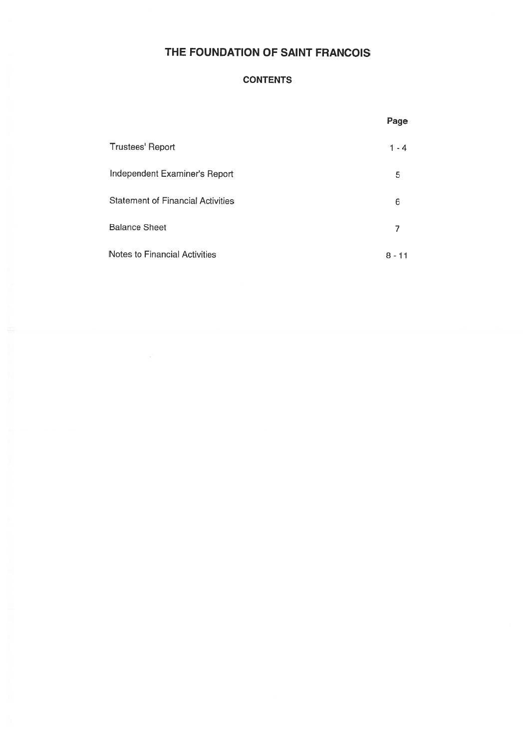# THE FOUNDATION OF SAINT FRANCOIS

## CONTENTS

| | Page |
|---|---|
| Trustees' Report | 1 - 4 |
| Independent Examiner's Report | 5 |
| Statement of Financial Activities | 6 |
| Balance Sheet | 7 |
| Notes to Financial Activities | 8 - 11 |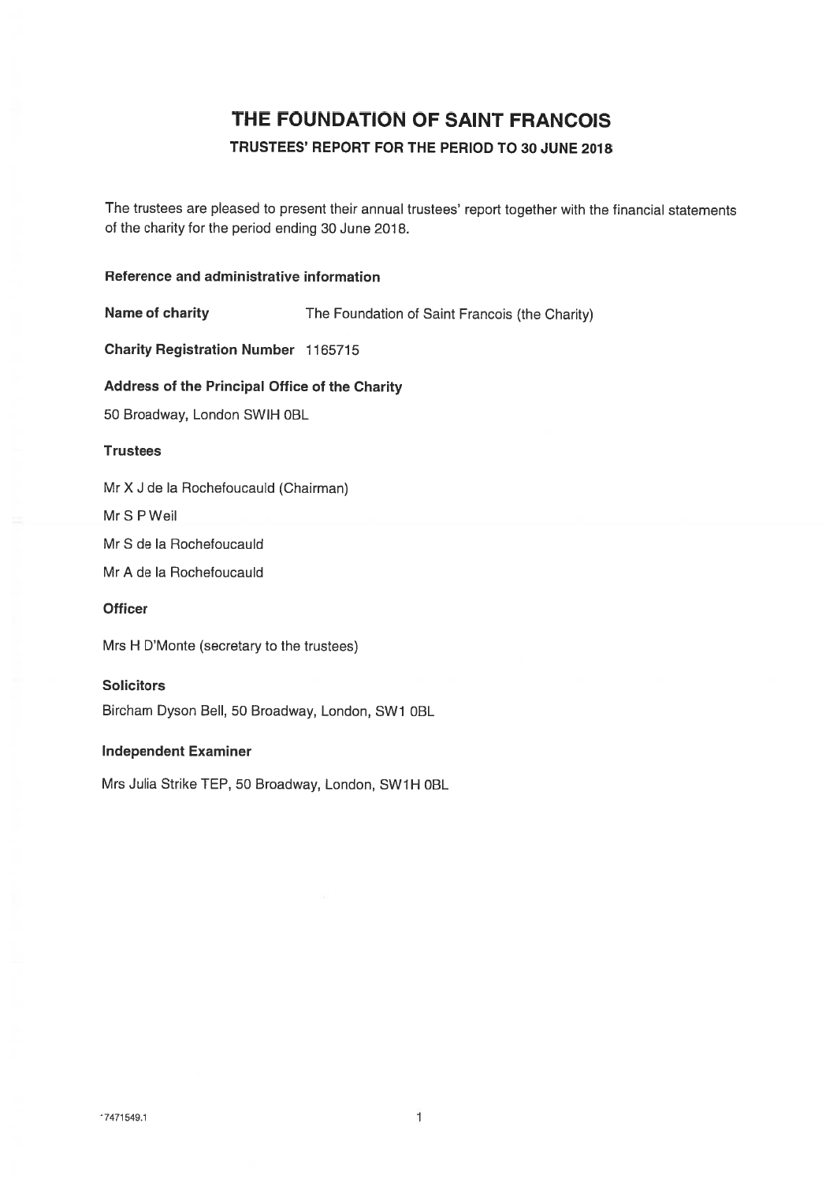# THE FOUNDATION OF SAINT FRANCOIS

## TRUSTEES' REPORT FOR THE PERIOD TO 30 JUNE 2018

The trustees are pleased to present their annual trustees' report together with the financial statements of the charity for the period ending 30 June 2018.

### Reference and administrative information

**Name of charity** The Foundation of Saint Francois (the Charity)

**Charity Registration Number** 1165715

**Address of the Principal Office of the Charity**

50 Broadway, London SWIH 0BL

**Trustees**

Mr X J de la Rochefoucauld (Chairman)

Mr S P Weil

Mr S de la Rochefoucauld

Mr A de la Rochefoucauld

**Officer**

Mrs H D'Monte (secretary to the trustees)

**Solicitors**

Bircham Dyson Bell, 50 Broadway, London, SW1 0BL

**Independent Examiner**

Mrs Julia Strike TEP, 50 Broadway, London, SW1H 0BL

7471549.1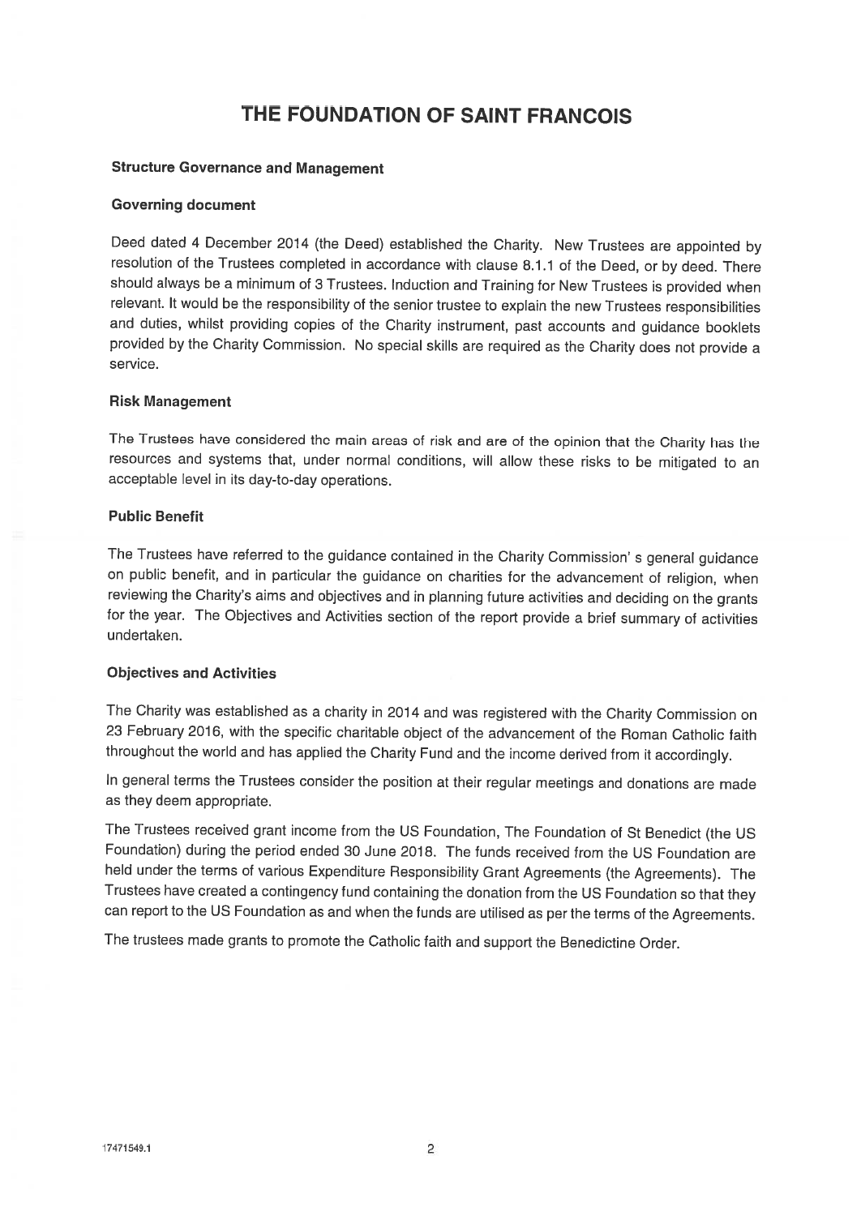# THE FOUNDATION OF SAINT FRANCOIS

**Structure Governance and Management**

**Governing document**

Deed dated 4 December 2014 (the Deed) established the Charity. New Trustees are appointed by resolution of the Trustees completed in accordance with clause 8.1.1 of the Deed, or by deed. There should always be a minimum of 3 Trustees. Induction and Training for New Trustees is provided when relevant. It would be the responsibility of the senior trustee to explain the new Trustees responsibilities and duties, whilst providing copies of the Charity instrument, past accounts and guidance booklets provided by the Charity Commission. No special skills are required as the Charity does not provide a service.

**Risk Management**

The Trustees have considered the main areas of risk and are of the opinion that the Charity has the resources and systems that, under normal conditions, will allow these risks to be mitigated to an acceptable level in its day-to-day operations.

**Public Benefit**

The Trustees have referred to the guidance contained in the Charity Commission' s general guidance on public benefit, and in particular the guidance on charities for the advancement of religion, when reviewing the Charity's aims and objectives and in planning future activities and deciding on the grants for the year. The Objectives and Activities section of the report provide a brief summary of activities undertaken.

**Objectives and Activities**

The Charity was established as a charity in 2014 and was registered with the Charity Commission on 23 February 2016, with the specific charitable object of the advancement of the Roman Catholic faith throughout the world and has applied the Charity Fund and the income derived from it accordingly.

In general terms the Trustees consider the position at their regular meetings and donations are made as they deem appropriate.

The Trustees received grant income from the US Foundation, The Foundation of St Benedict (the US Foundation) during the period ended 30 June 2018. The funds received from the US Foundation are held under the terms of various Expenditure Responsibility Grant Agreements (the Agreements). The Trustees have created a contingency fund containing the donation from the US Foundation so that they can report to the US Foundation as and when the funds are utilised as per the terms of the Agreements.

The trustees made grants to promote the Catholic faith and support the Benedictine Order.

17471549.1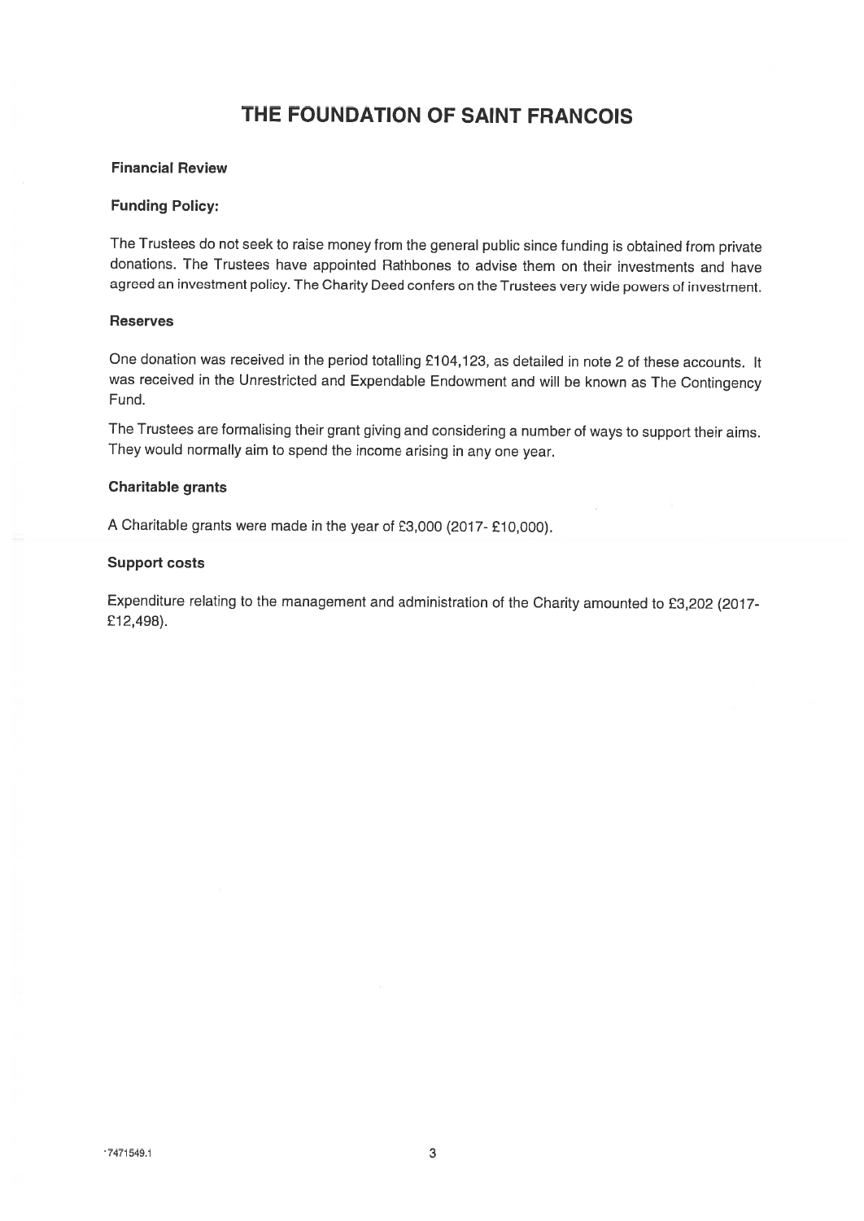# THE FOUNDATION OF SAINT FRANCOIS

**Financial Review**

**Funding Policy:**

The Trustees do not seek to raise money from the general public since funding is obtained from private donations. The Trustees have appointed Rathbones to advise them on their investments and have agreed an investment policy. The Charity Deed confers on the Trustees very wide powers of investment.

**Reserves**

One donation was received in the period totalling £104,123, as detailed in note 2 of these accounts. It was received in the Unrestricted and Expendable Endowment and will be known as The Contingency Fund.

The Trustees are formalising their grant giving and considering a number of ways to support their aims. They would normally aim to spend the income arising in any one year.

**Charitable grants**

A Charitable grants were made in the year of £3,000 (2017- £10,000).

**Support costs**

Expenditure relating to the management and administration of the Charity amounted to £3,202 (2017- £12,498).

·7471549.1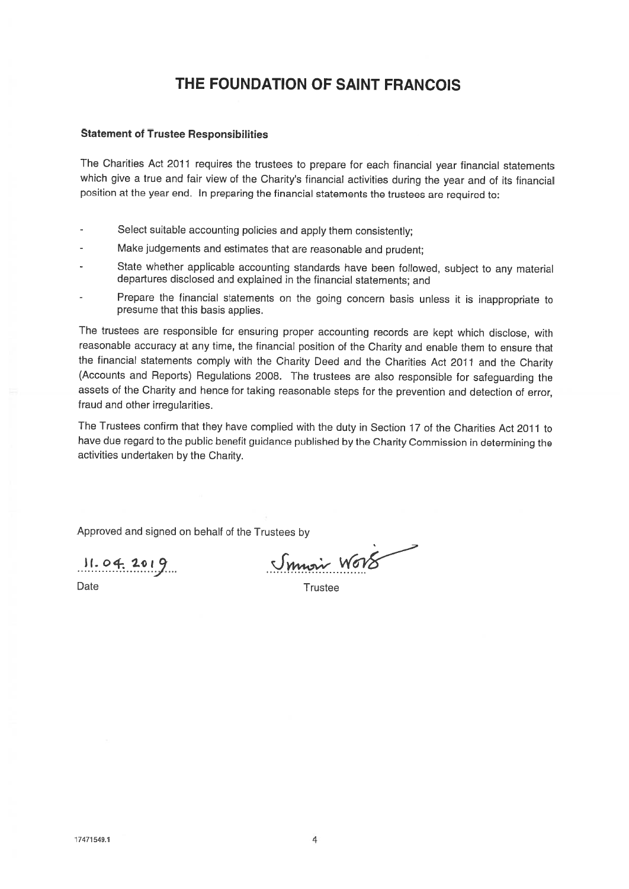# THE FOUNDATION OF SAINT FRANCOIS

**Statement of Trustee Responsibilities**

The Charities Act 2011 requires the trustees to prepare for each financial year financial statements which give a true and fair view of the Charity's financial activities during the year and of its financial position at the year end. In preparing the financial statements the trustees are required to:

- Select suitable accounting policies and apply them consistently;
- Make judgements and estimates that are reasonable and prudent;
- State whether applicable accounting standards have been followed, subject to any material departures disclosed and explained in the financial statements; and
- Prepare the financial statements on the going concern basis unless it is inappropriate to presume that this basis applies.

The trustees are responsible for ensuring proper accounting records are kept which disclose, with reasonable accuracy at any time, the financial position of the Charity and enable them to ensure that the financial statements comply with the Charity Deed and the Charities Act 2011 and the Charity (Accounts and Reports) Regulations 2008. The trustees are also responsible for safeguarding the assets of the Charity and hence for taking reasonable steps for the prevention and detection of error, fraud and other irregularities.

The Trustees confirm that they have complied with the duty in Section 17 of the Charities Act 2011 to have due regard to the public benefit guidance published by the Charity Commission in determining the activities undertaken by the Charity.

Approved and signed on behalf of the Trustees by

11.04.2019 ............................ Simon Wong ............................

Date Trustee

17471549.1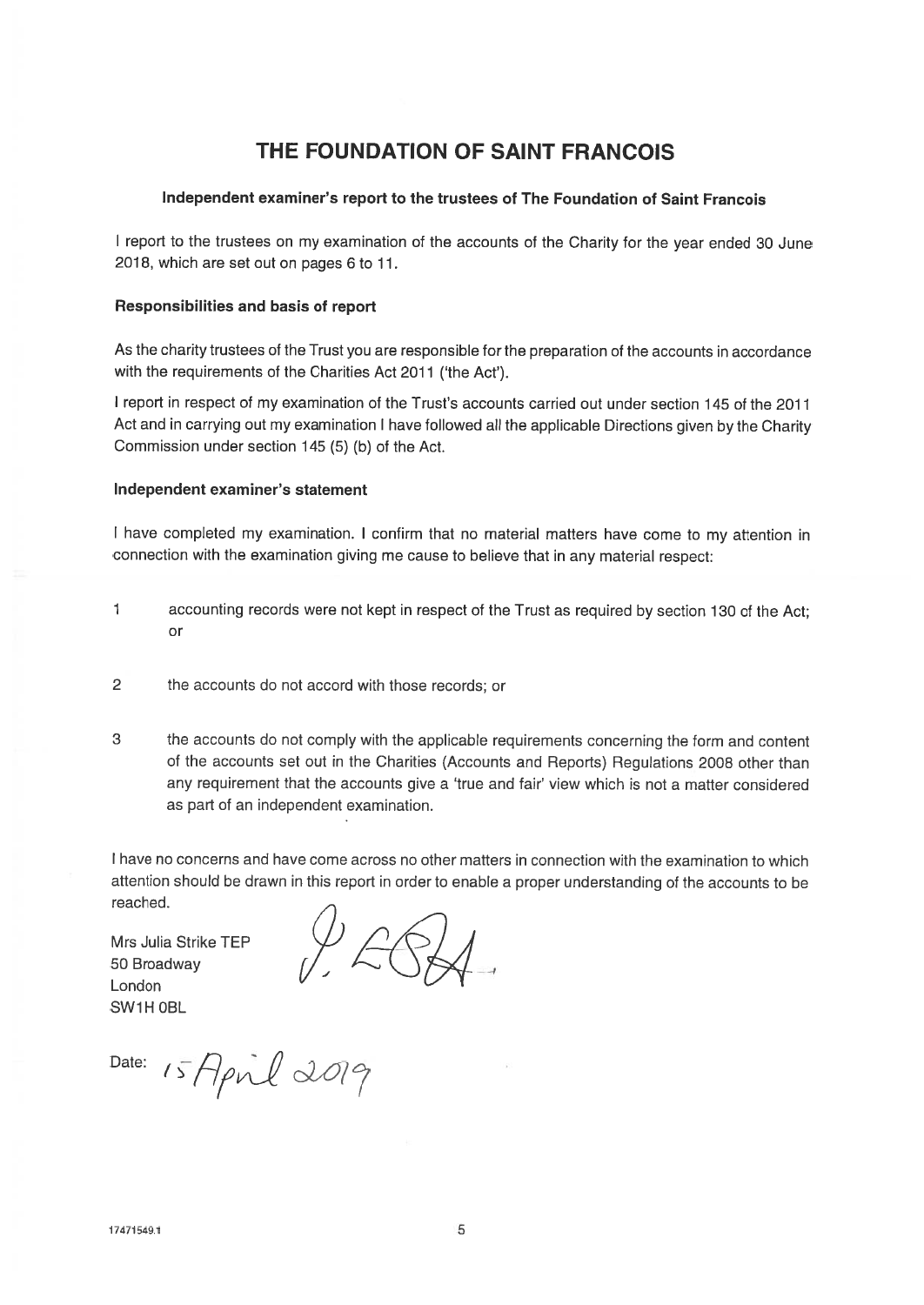# THE FOUNDATION OF SAINT FRANCOIS

### Independent examiner's report to the trustees of The Foundation of Saint Francois

I report to the trustees on my examination of the accounts of the Charity for the year ended 30 June 2018, which are set out on pages 6 to 11.

#### Responsibilities and basis of report

As the charity trustees of the Trust you are responsible for the preparation of the accounts in accordance with the requirements of the Charities Act 2011 ('the Act').

I report in respect of my examination of the Trust's accounts carried out under section 145 of the 2011 Act and in carrying out my examination I have followed all the applicable Directions given by the Charity Commission under section 145 (5) (b) of the Act.

#### Independent examiner's statement

I have completed my examination. I confirm that no material matters have come to my attention in connection with the examination giving me cause to believe that in any material respect:

1. accounting records were not kept in respect of the Trust as required by section 130 of the Act; or

2. the accounts do not accord with those records; or

3. the accounts do not comply with the applicable requirements concerning the form and content of the accounts set out in the Charities (Accounts and Reports) Regulations 2008 other than any requirement that the accounts give a 'true and fair' view which is not a matter considered as part of an independent examination.

I have no concerns and have come across no other matters in connection with the examination to which attention should be drawn in this report in order to enable a proper understanding of the accounts to be reached.

Mrs Julia Strike TEP
50 Broadway
London
SW1H 0BL

Date: 15 April 2019

17471549.1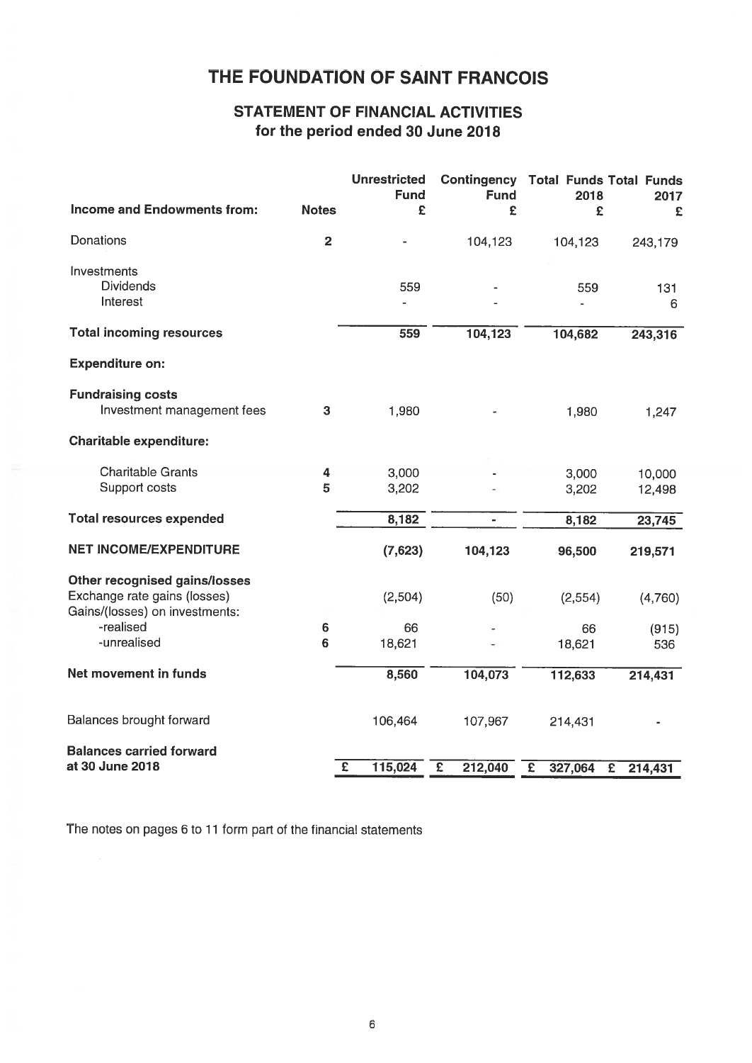# THE FOUNDATION OF SAINT FRANCOIS

## STATEMENT OF FINANCIAL ACTIVITIES
## for the period ended 30 June 2018

| Income and Endowments from: | Notes | Unrestricted Fund £ | Contingency Fund £ | Total Funds 2018 £ | Total Funds 2017 £ |
|---|---|---|---|---|---|
| Donations | 2 | - | 104,123 | 104,123 | 243,179 |
| Investments | | | | | |
| Dividends | | 559 | - | 559 | 131 |
| Interest | | - | - | - | 6 |
| **Total incoming resources** | | 559 | 104,123 | 104,682 | 243,316 |
| **Expenditure on:** | | | | | |
| **Fundraising costs** | | | | | |
| Investment management fees | 3 | 1,980 | - | 1,980 | 1,247 |
| **Charitable expenditure:** | | | | | |
| Charitable Grants | 4 | 3,000 | - | 3,000 | 10,000 |
| Support costs | 5 | 3,202 | - | 3,202 | 12,498 |
| **Total resources expended** | | 8,182 | - | 8,182 | 23,745 |
| **NET INCOME/EXPENDITURE** | | **(7,623)** | **104,123** | **96,500** | **219,571** |
| **Other recognised gains/losses** | | | | | |
| Exchange rate gains (losses) | | (2,504) | (50) | (2,554) | (4,760) |
| Gains/(losses) on investments: | | | | | |
| -realised | 6 | 66 | - | 66 | (915) |
| -unrealised | 6 | 18,621 | - | 18,621 | 536 |
| **Net movement in funds** | | 8,560 | 104,073 | 112,633 | 214,431 |
| Balances brought forward | | 106,464 | 107,967 | 214,431 | - |
| **Balances carried forward at 30 June 2018** | | £ 115,024 | £ 212,040 | £ 327,064 | £ 214,431 |

The notes on pages 6 to 11 form part of the financial statements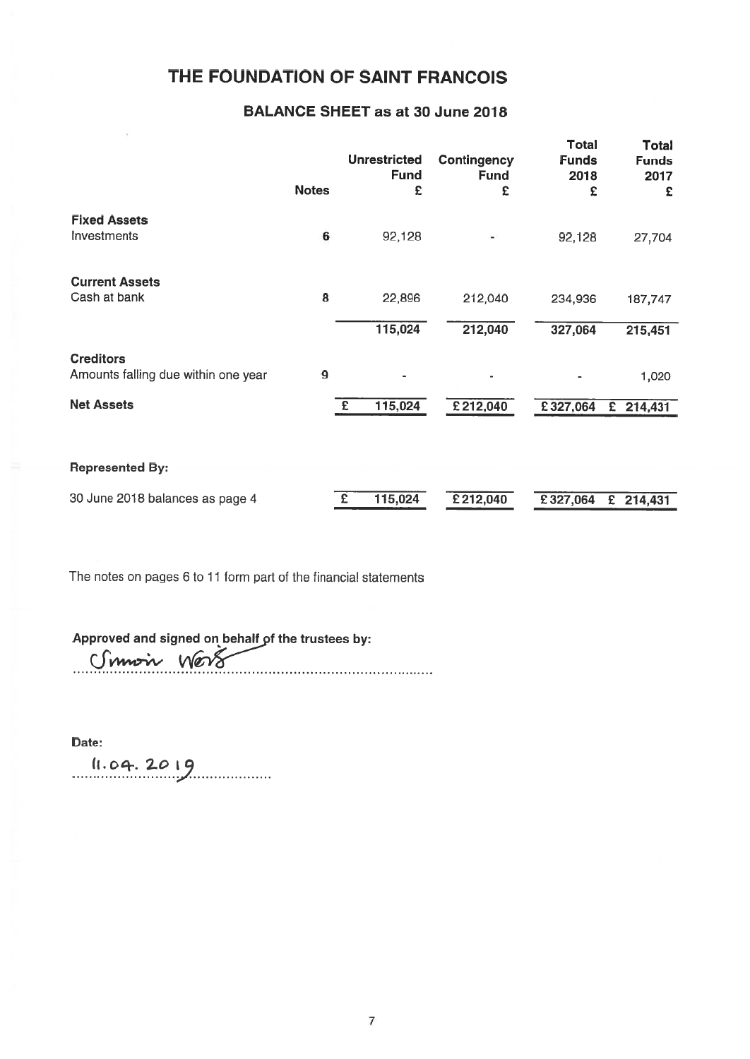# THE FOUNDATION OF SAINT FRANCOIS

## BALANCE SHEET as at 30 June 2018

| | Notes | Unrestricted Fund £ | Contingency Fund £ | Total Funds 2018 £ | Total Funds 2017 £ |
|---|---|---|---|---|---|
| **Fixed Assets** | | | | | |
| Investments | 6 | 92,128 | - | 92,128 | 27,704 |
| **Current Assets** | | | | | |
| Cash at bank | 8 | 22,896 | 212,040 | 234,936 | 187,747 |
| | | 115,024 | 212,040 | 327,064 | 215,451 |
| **Creditors** | | | | | |
| Amounts falling due within one year | 9 | - | - | - | 1,020 |
| **Net Assets** | | £ 115,024 | £ 212,040 | £ 327,064 | £ 214,431 |
| **Represented By:** | | | | | |
| 30 June 2018 balances as page 4 | | £ 115,024 | £ 212,040 | £ 327,064 | £ 214,431 |

The notes on pages 6 to 11 form part of the financial statements

**Approved and signed on behalf of the trustees by:**

Simon Wors

**Date:**

11.04.2019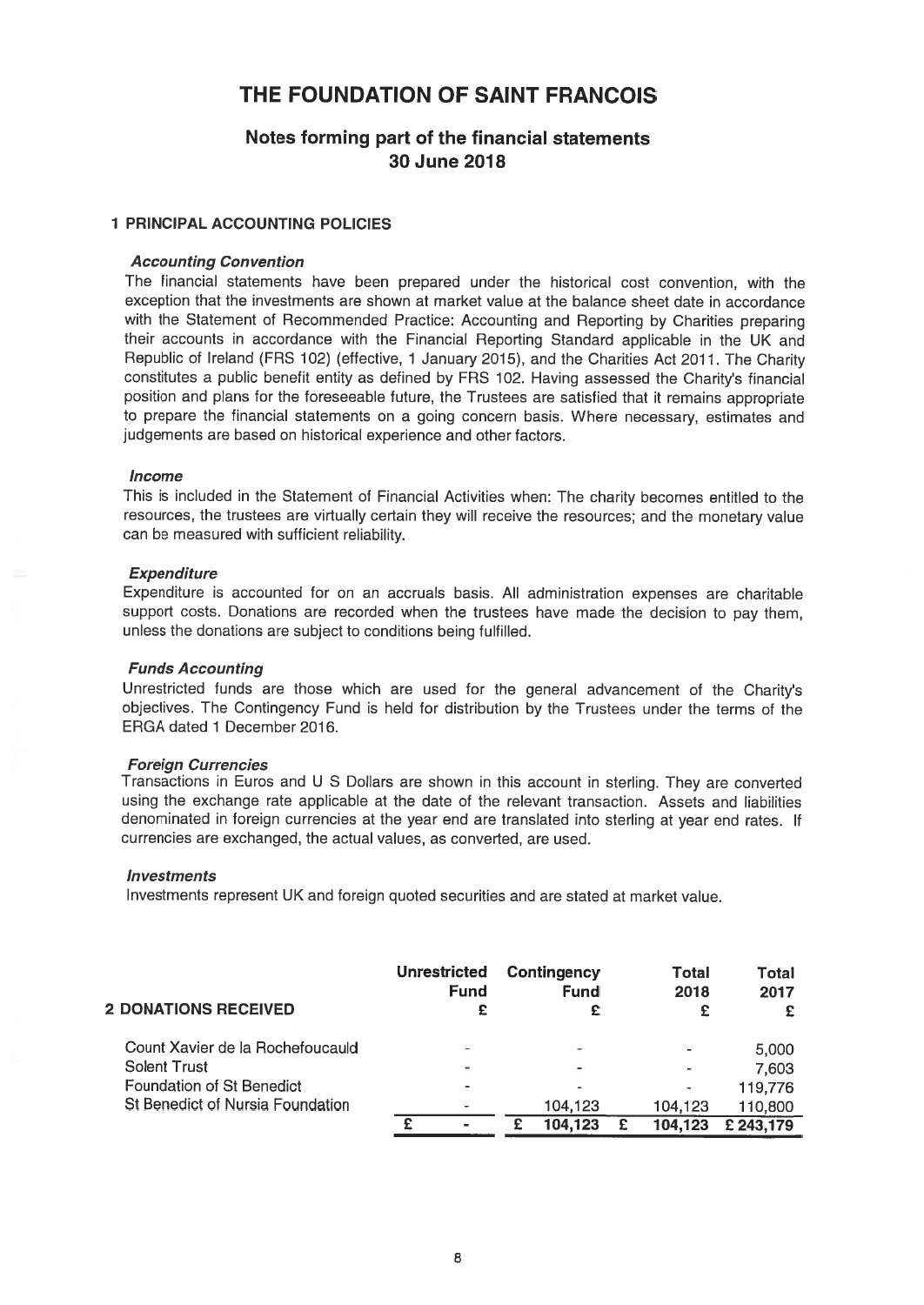# THE FOUNDATION OF SAINT FRANCOIS

## Notes forming part of the financial statements 30 June 2018

### 1 PRINCIPAL ACCOUNTING POLICIES

***Accounting Convention***

The financial statements have been prepared under the historical cost convention, with the exception that the investments are shown at market value at the balance sheet date in accordance with the Statement of Recommended Practice: Accounting and Reporting by Charities preparing their accounts in accordance with the Financial Reporting Standard applicable in the UK and Republic of Ireland (FRS 102) (effective, 1 January 2015), and the Charities Act 2011. The Charity constitutes a public benefit entity as defined by FRS 102. Having assessed the Charity's financial position and plans for the foreseeable future, the Trustees are satisfied that it remains appropriate to prepare the financial statements on a going concern basis. Where necessary, estimates and judgements are based on historical experience and other factors.

***Income***

This is included in the Statement of Financial Activities when: The charity becomes entitled to the resources, the trustees are virtually certain they will receive the resources; and the monetary value can be measured with sufficient reliability.

***Expenditure***

Expenditure is accounted for on an accruals basis. All administration expenses are charitable support costs. Donations are recorded when the trustees have made the decision to pay them, unless the donations are subject to conditions being fulfilled.

***Funds Accounting***

Unrestricted funds are those which are used for the general advancement of the Charity's objectives. The Contingency Fund is held for distribution by the Trustees under the terms of the ERGA dated 1 December 2016.

***Foreign Currencies***

Transactions in Euros and U S Dollars are shown in this account in sterling. They are converted using the exchange rate applicable at the date of the relevant transaction. Assets and liabilities denominated in foreign currencies at the year end are translated into sterling at year end rates. If currencies are exchanged, the actual values, as converted, are used.

***Investments***

Investments represent UK and foreign quoted securities and are stated at market value.

| 2 DONATIONS RECEIVED | Unrestricted Fund £ | Contingency Fund £ | Total 2018 £ | Total 2017 £ |
|---|---|---|---|---|
| Count Xavier de la Rochefoucauld | - | - | - | 5,000 |
| Solent Trust | - | - | - | 7,603 |
| Foundation of St Benedict | - | - | - | 119,776 |
| St Benedict of Nursia Foundation | - | 104,123 | 104,123 | 110,800 |
| | £ - | £ 104,123 | £ 104,123 | £ 243,179 |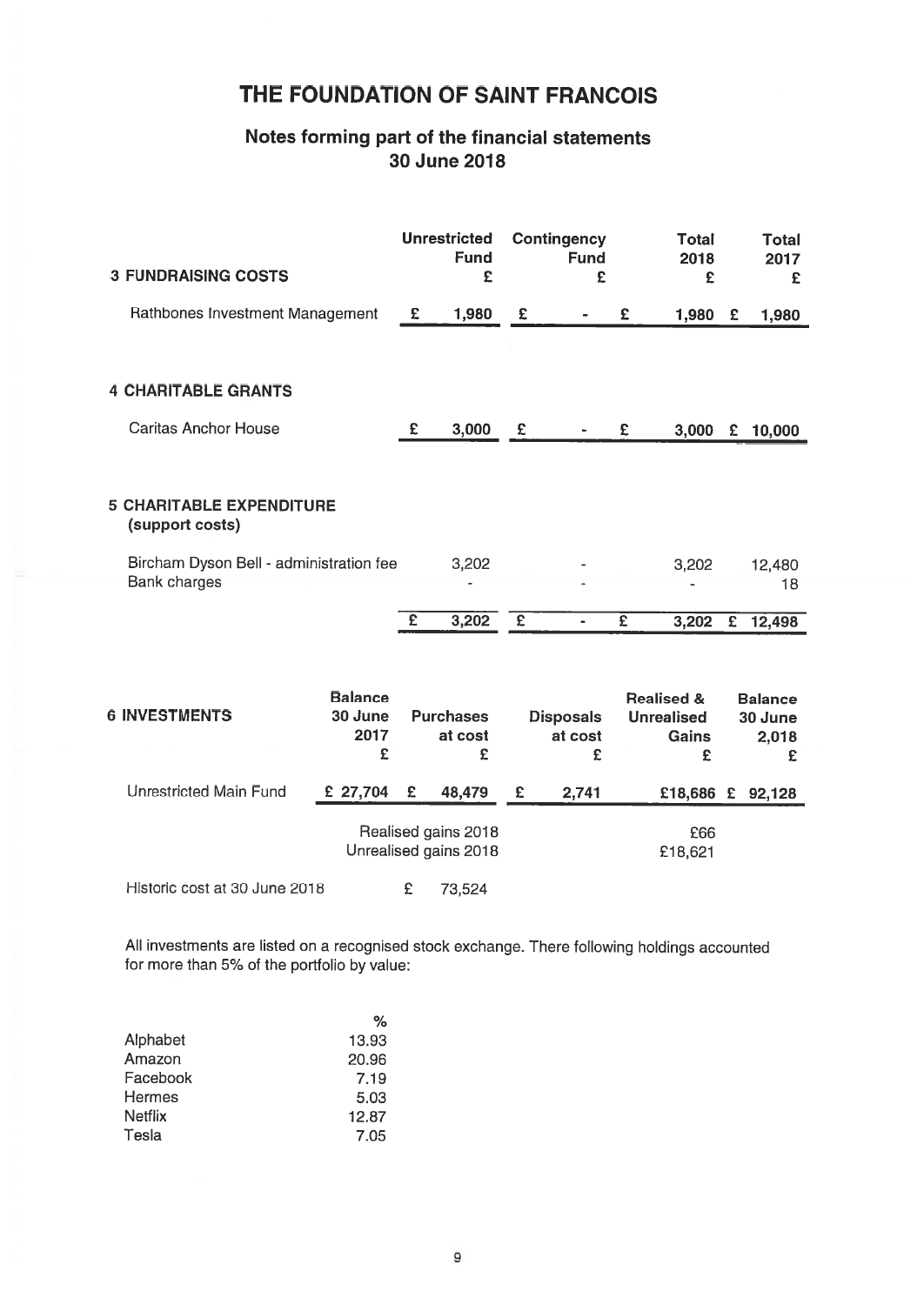# THE FOUNDATION OF SAINT FRANCOIS

## Notes forming part of the financial statements
## 30 June 2018

| 3 FUNDRAISING COSTS | Unrestricted Fund £ | Contingency Fund £ | Total 2018 £ | Total 2017 £ |
|---|---|---|---|---|
| Rathbones Investment Management | £ 1,980 | £ - | £ 1,980 | £ 1,980 |

| 4 CHARITABLE GRANTS | Unrestricted Fund £ | Contingency Fund £ | Total 2018 £ | Total 2017 £ |
|---|---|---|---|---|
| Caritas Anchor House | £ 3,000 | £ - | £ 3,000 | £ 10,000 |

| 5 CHARITABLE EXPENDITURE (support costs) | Unrestricted Fund £ | Contingency Fund £ | Total 2018 £ | Total 2017 £ |
|---|---|---|---|---|
| Bircham Dyson Bell - administration fee | 3,202 | - | 3,202 | 12,480 |
| Bank charges | - | - | - | 18 |
| | £ 3,202 | £ - | £ 3,202 | £ 12,498 |

| 6 INVESTMENTS | Balance 30 June 2017 £ | Purchases at cost £ | Disposals at cost £ | Realised & Unrealised Gains £ | Balance 30 June 2,018 £ |
|---|---|---|---|---|---|
| Unrestricted Main Fund | £ 27,704 | £ 48,479 | £ 2,741 | £18,686 | £ 92,128 |
| | | Realised gains 2018 | | £66 | |
| | | Unrealised gains 2018 | | £18,621 | |
| Historic cost at 30 June 2018 | | £ 73,524 | | | |

All investments are listed on a recognised stock exchange. There following holdings accounted for more than 5% of the portfolio by value:

| | % |
|---|---|
| Alphabet | 13.93 |
| Amazon | 20.96 |
| Facebook | 7.19 |
| Hermes | 5.03 |
| Netflix | 12.87 |
| Tesla | 7.05 |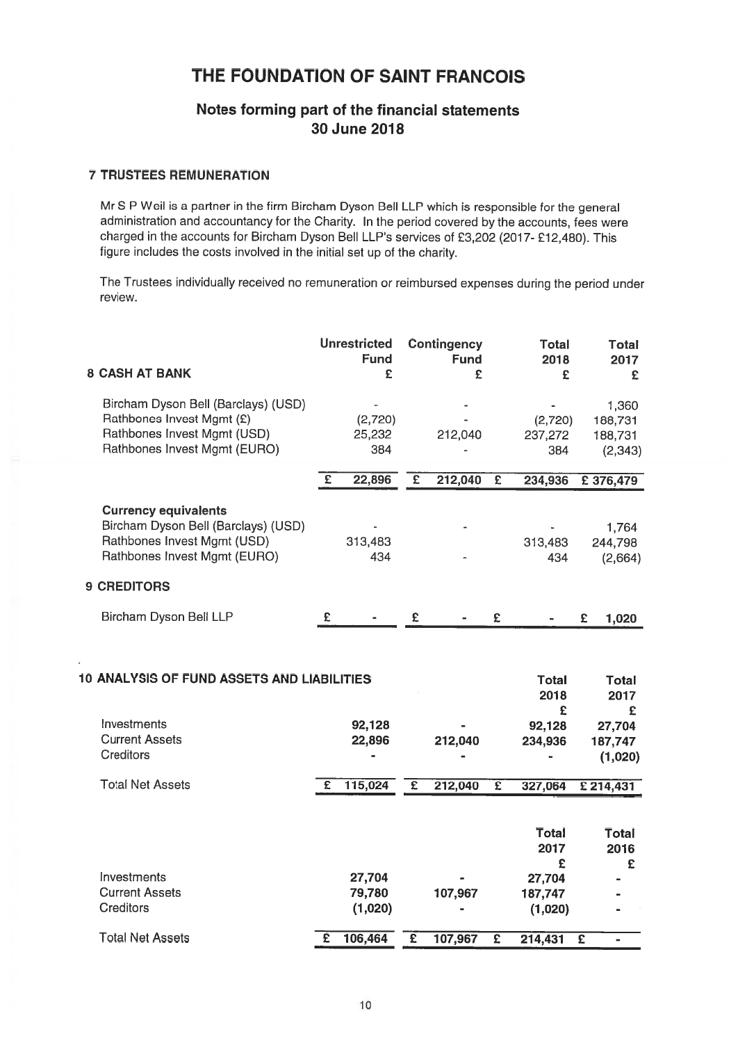# THE FOUNDATION OF SAINT FRANCOIS

## Notes forming part of the financial statements 30 June 2018

### 7 TRUSTEES REMUNERATION

Mr S P Weil is a partner in the firm Bircham Dyson Bell LLP which is responsible for the general administration and accountancy for the Charity. In the period covered by the accounts, fees were charged in the accounts for Bircham Dyson Bell LLP's services of £3,202 (2017- £12,480). This figure includes the costs involved in the initial set up of the charity.

The Trustees individually received no remuneration or reimbursed expenses during the period under review.

### 8 CASH AT BANK

| | Unrestricted Fund £ | Contingency Fund £ | Total 2018 £ | Total 2017 £ |
|---|---|---|---|---|
| Bircham Dyson Bell (Barclays) (USD) | - | - | - | 1,360 |
| Rathbones Invest Mgmt (£) | (2,720) | - | (2,720) | 188,731 |
| Rathbones Invest Mgmt (USD) | 25,232 | 212,040 | 237,272 | 188,731 |
| Rathbones Invest Mgmt (EURO) | 384 | - | 384 | (2,343) |
| | £ 22,896 | £ 212,040 | £ 234,936 | £ 376,479 |
| **Currency equivalents** | | | | |
| Bircham Dyson Bell (Barclays) (USD) | - | - | - | 1,764 |
| Rathbones Invest Mgmt (USD) | 313,483 | | 313,483 | 244,798 |
| Rathbones Invest Mgmt (EURO) | 434 | - | 434 | (2,664) |

### 9 CREDITORS

| | Unrestricted Fund £ | Contingency Fund £ | Total 2018 £ | Total 2017 £ |
|---|---|---|---|---|
| Bircham Dyson Bell LLP | £ - | £ - | £ - | £ 1,020 |

### 10 ANALYSIS OF FUND ASSETS AND LIABILITIES

| | | | Total 2018 £ | Total 2017 £ |
|---|---|---|---|---|
| Investments | 92,128 | - | 92,128 | 27,704 |
| Current Assets | 22,896 | 212,040 | 234,936 | 187,747 |
| Creditors | - | - | - | (1,020) |
| Total Net Assets | £ 115,024 | £ 212,040 | £ 327,064 | £ 214,431 |

| | | | Total 2017 £ | Total 2016 £ |
|---|---|---|---|---|
| Investments | 27,704 | - | 27,704 | - |
| Current Assets | 79,780 | 107,967 | 187,747 | - |
| Creditors | (1,020) | - | (1,020) | - |
| Total Net Assets | £ 106,464 | £ 107,967 | £ 214,431 | £ - |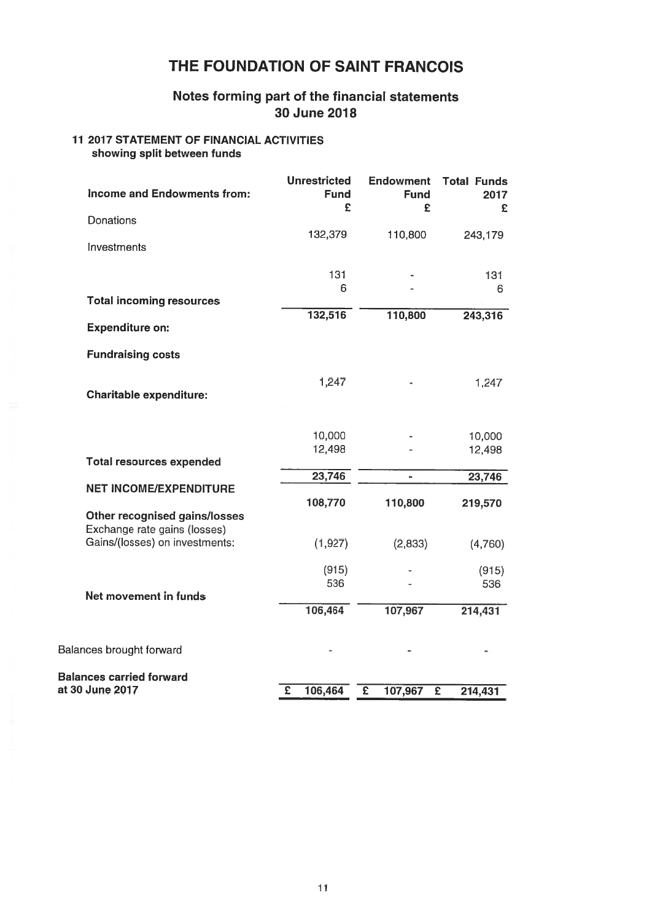# THE FOUNDATION OF SAINT FRANCOIS

## Notes forming part of the financial statements
## 30 June 2018

### 11 2017 STATEMENT OF FINANCIAL ACTIVITIES
**showing split between funds**

| Income and Endowments from: | Unrestricted Fund £ | Endowment Fund £ | Total Funds 2017 £ |
|---|---|---|---|
| Donations | 132,379 | 110,800 | 243,179 |
| Investments | | | |
| | 131 | - | 131 |
| | 6 | - | 6 |
| **Total incoming resources** | **132,516** | **110,800** | **243,316** |
| **Expenditure on:** | | | |
| **Fundraising costs** | 1,247 | - | 1,247 |
| **Charitable expenditure:** | | | |
| | 10,000 | - | 10,000 |
| | 12,498 | - | 12,498 |
| **Total resources expended** | **23,746** | **-** | **23,746** |
| **NET INCOME/EXPENDITURE** | **108,770** | **110,800** | **219,570** |
| **Other recognised gains/losses** | | | |
| Exchange rate gains (losses) | | | |
| Gains/(losses) on investments: | (1,927) | (2,833) | (4,760) |
| | (915) | - | (915) |
| | 536 | - | 536 |
| **Net movement in funds** | **106,464** | **107,967** | **214,431** |
| Balances brought forward | - | - | - |
| **Balances carried forward at 30 June 2017** | **£ 106,464** | **£ 107,967** | **£ 214,431** |